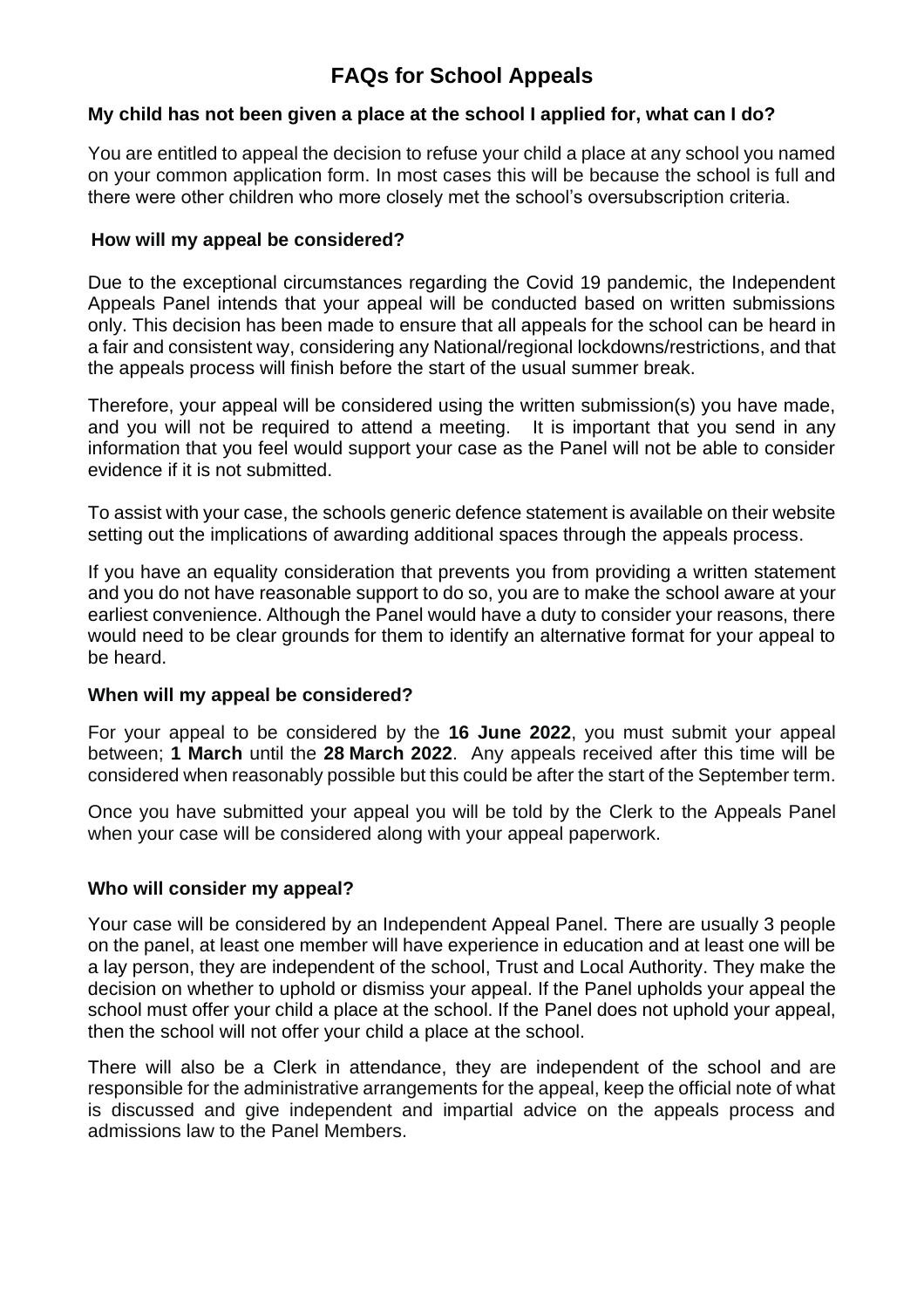# FAQs for School Appeals

### My child has not been given a place at the school I applied for, what can I do?

You are entitled to appeal the decision to refuse your child a place at any school you named on your common application form. In most cases this will be because the school is full and there were other children who more closely met the school's oversubscription criteria.

### How will my appeal be considered?

Due to the exceptional circumstances regarding the Covid 19 pandemic, the Independent Appeals Panel intends that your appeal will be conducted based on written submissions only. This decision has been made to ensure that all appeals for the school can be heard in a fair and consistent way, considering any National/regional lockdowns/restrictions, and that the appeals process will finish before the start of the usual summer break.

Therefore, your appeal will be considered using the written submission(s) you have made, and you will not be required to attend a meeting. It is important that you send in any information that you feel would support your case as the Panel will not be able to consider evidence if it is not submitted.

To assist with your case, the schools generic defence statement is available on their website setting out the implications of awarding additional spaces through the appeals process.

If you have an equality consideration that prevents you from providing a written statement and you do not have reasonable support to do so, you are to make the school aware at your earliest convenience. Although the Panel would have a duty to consider your reasons, there would need to be clear grounds for them to identify an alternative format for your appeal to be heard.

### When will my appeal be considered?

For your appeal to be considered by the **16 June 2022**, you must submit your appeal between; **1 March** until the **28 March 2022**. Any appeals received after this time will be considered when reasonably possible but this could be after the start of the September term.

Once you have submitted your appeal you will be told by the Clerk to the Appeals Panel when your case will be considered along with your appeal paperwork.

### Who will consider my appeal?

Your case will be considered by an Independent Appeal Panel. There are usually 3 people on the panel, at least one member will have experience in education and at least one will be a lay person, they are independent of the school, Trust and Local Authority. They make the decision on whether to uphold or dismiss your appeal. If the Panel upholds your appeal the school must offer your child a place at the school. If the Panel does not uphold your appeal, then the school will not offer your child a place at the school.

There will also be a Clerk in attendance, they are independent of the school and are responsible for the administrative arrangements for the appeal, keep the official note of what is discussed and give independent and impartial advice on the appeals process and admissions law to the Panel Members.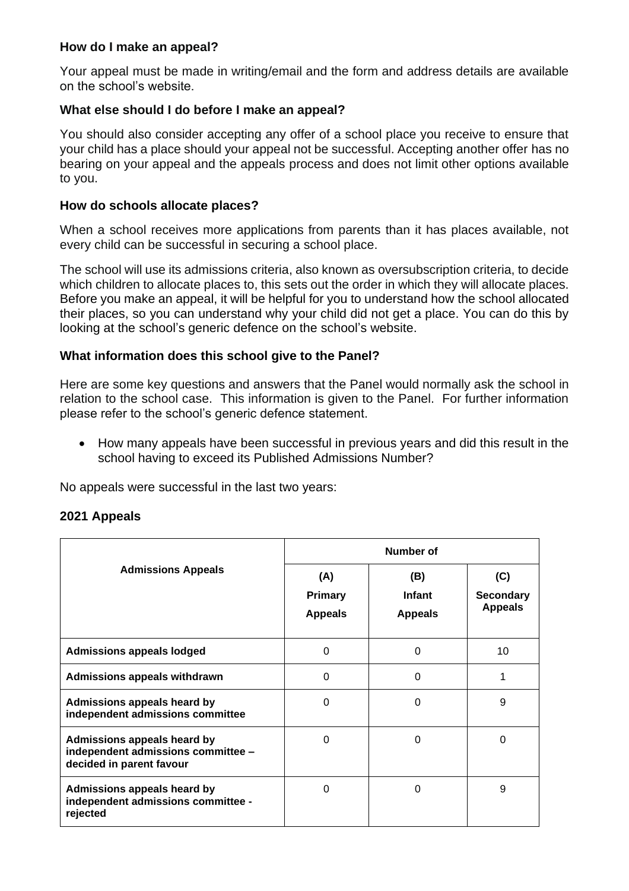### How do I make an appeal?

Your appeal must be made in writing/email and the form and address details are available on the school's website.

### What else should I do before I make an appeal?

You should also consider accepting any offer of a school place you receive to ensure that your child has a place should your appeal not be successful. Accepting another offer has no bearing on your appeal and the appeals process and does not limit other options available to you.

### How do schools allocate places?

When a school receives more applications from parents than it has places available, not every child can be successful in securing a school place.

The school will use its admissions criteria, also known as oversubscription criteria, to decide which children to allocate places to, this sets out the order in which they will allocate places. Before you make an appeal, it will be helpful for you to understand how the school allocated their places, so you can understand why your child did not get a place. You can do this by looking at the school's generic defence on the school's website.

### What information does this school give to the Panel?

Here are some key questions and answers that the Panel would normally ask the school in relation to the school case. This information is given to the Panel. For further information please refer to the school's generic defence statement.

- How many appeals have been successful in previous years and did this result in the school having to exceed its Published Admissions Number?

No appeals were successful in the last two years:

### 2021 Appeals

| Admissions Appeals | Number of | | |
|---|---|---|---|
| | (A) Primary Appeals | (B) Infant Appeals | (C) Secondary Appeals |
| **Admissions appeals lodged** | 0 | 0 | 10 |
| **Admissions appeals withdrawn** | 0 | 0 | 1 |
| **Admissions appeals heard by independent admissions committee** | 0 | 0 | 9 |
| **Admissions appeals heard by independent admissions committee – decided in parent favour** | 0 | 0 | 0 |
| **Admissions appeals heard by independent admissions committee - rejected** | 0 | 0 | 9 |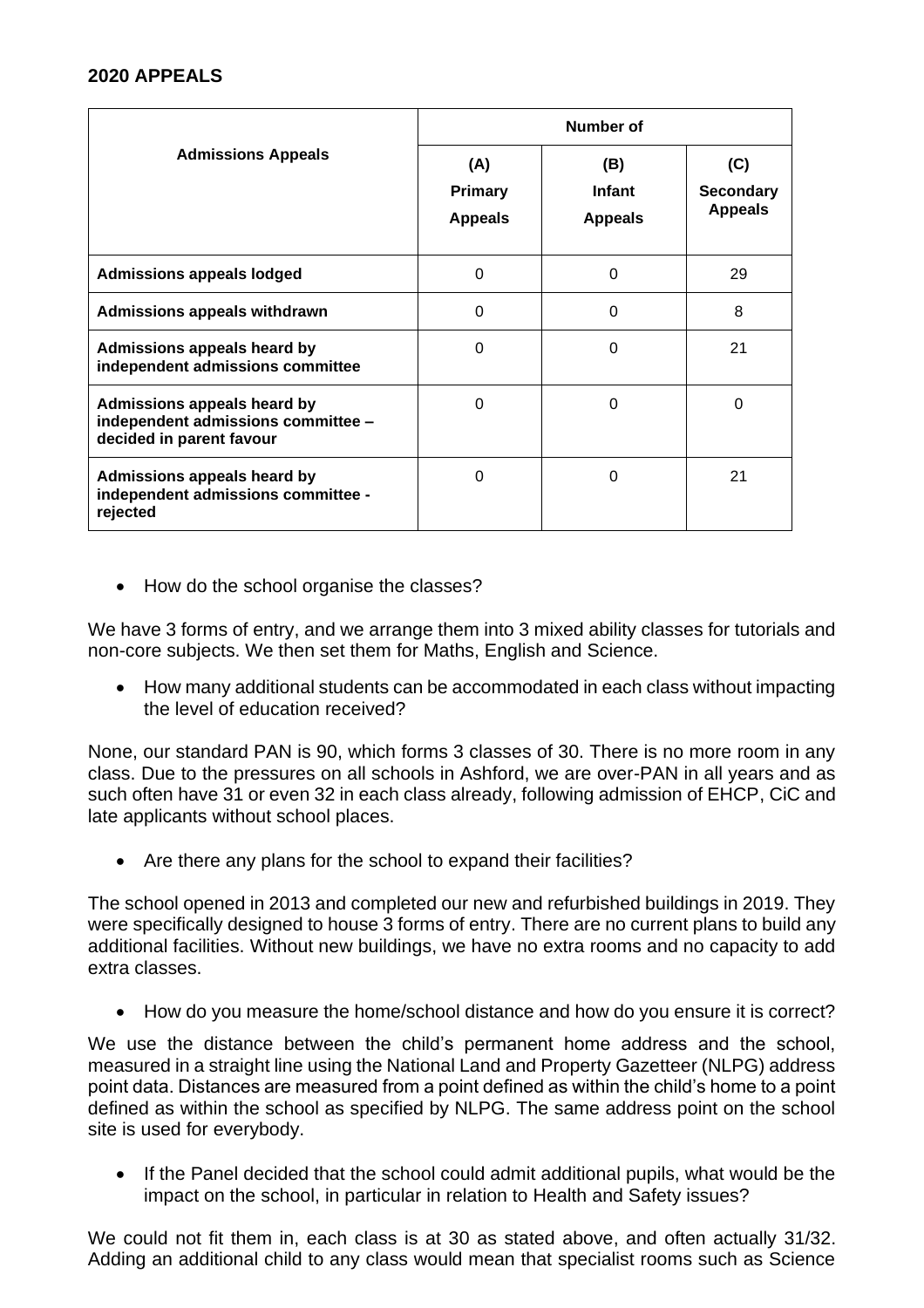## 2020 APPEALS

| Admissions Appeals | Number of | | |
|---|---|---|---|
| | (A) Primary Appeals | (B) Infant Appeals | (C) Secondary Appeals |
| **Admissions appeals lodged** | 0 | 0 | 29 |
| **Admissions appeals withdrawn** | 0 | 0 | 8 |
| **Admissions appeals heard by independent admissions committee** | 0 | 0 | 21 |
| **Admissions appeals heard by independent admissions committee – decided in parent favour** | 0 | 0 | 0 |
| **Admissions appeals heard by independent admissions committee - rejected** | 0 | 0 | 21 |

- How do the school organise the classes?

We have 3 forms of entry, and we arrange them into 3 mixed ability classes for tutorials and non-core subjects. We then set them for Maths, English and Science.

- How many additional students can be accommodated in each class without impacting the level of education received?

None, our standard PAN is 90, which forms 3 classes of 30. There is no more room in any class. Due to the pressures on all schools in Ashford, we are over-PAN in all years and as such often have 31 or even 32 in each class already, following admission of EHCP, CiC and late applicants without school places.

- Are there any plans for the school to expand their facilities?

The school opened in 2013 and completed our new and refurbished buildings in 2019. They were specifically designed to house 3 forms of entry. There are no current plans to build any additional facilities. Without new buildings, we have no extra rooms and no capacity to add extra classes.

- How do you measure the home/school distance and how do you ensure it is correct?

We use the distance between the child's permanent home address and the school, measured in a straight line using the National Land and Property Gazetteer (NLPG) address point data. Distances are measured from a point defined as within the child's home to a point defined as within the school as specified by NLPG. The same address point on the school site is used for everybody.

- If the Panel decided that the school could admit additional pupils, what would be the impact on the school, in particular in relation to Health and Safety issues?

We could not fit them in, each class is at 30 as stated above, and often actually 31/32. Adding an additional child to any class would mean that specialist rooms such as Science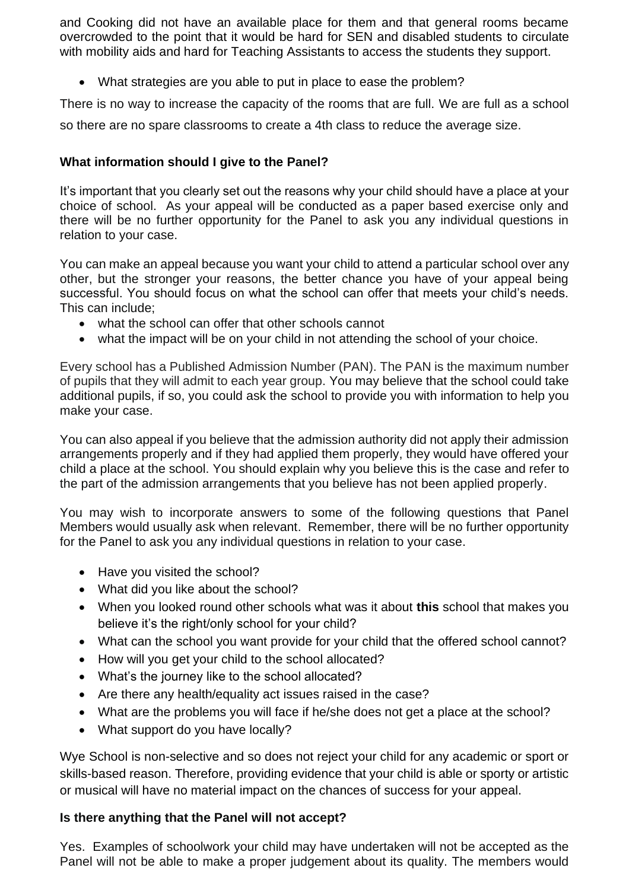and Cooking did not have an available place for them and that general rooms became overcrowded to the point that it would be hard for SEN and disabled students to circulate with mobility aids and hard for Teaching Assistants to access the students they support.

- What strategies are you able to put in place to ease the problem?

There is no way to increase the capacity of the rooms that are full. We are full as a school so there are no spare classrooms to create a 4th class to reduce the average size.

**What information should I give to the Panel?**

It's important that you clearly set out the reasons why your child should have a place at your choice of school. As your appeal will be conducted as a paper based exercise only and there will be no further opportunity for the Panel to ask you any individual questions in relation to your case.

You can make an appeal because you want your child to attend a particular school over any other, but the stronger your reasons, the better chance you have of your appeal being successful. You should focus on what the school can offer that meets your child's needs. This can include;

- what the school can offer that other schools cannot
- what the impact will be on your child in not attending the school of your choice.

Every school has a Published Admission Number (PAN). The PAN is the maximum number of pupils that they will admit to each year group. You may believe that the school could take additional pupils, if so, you could ask the school to provide you with information to help you make your case.

You can also appeal if you believe that the admission authority did not apply their admission arrangements properly and if they had applied them properly, they would have offered your child a place at the school. You should explain why you believe this is the case and refer to the part of the admission arrangements that you believe has not been applied properly.

You may wish to incorporate answers to some of the following questions that Panel Members would usually ask when relevant. Remember, there will be no further opportunity for the Panel to ask you any individual questions in relation to your case.

- Have you visited the school?
- What did you like about the school?
- When you looked round other schools what was it about **this** school that makes you believe it's the right/only school for your child?
- What can the school you want provide for your child that the offered school cannot?
- How will you get your child to the school allocated?
- What's the journey like to the school allocated?
- Are there any health/equality act issues raised in the case?
- What are the problems you will face if he/she does not get a place at the school?
- What support do you have locally?

Wye School is non-selective and so does not reject your child for any academic or sport or skills-based reason. Therefore, providing evidence that your child is able or sporty or artistic or musical will have no material impact on the chances of success for your appeal.

**Is there anything that the Panel will not accept?**

Yes. Examples of schoolwork your child may have undertaken will not be accepted as the Panel will not be able to make a proper judgement about its quality. The members would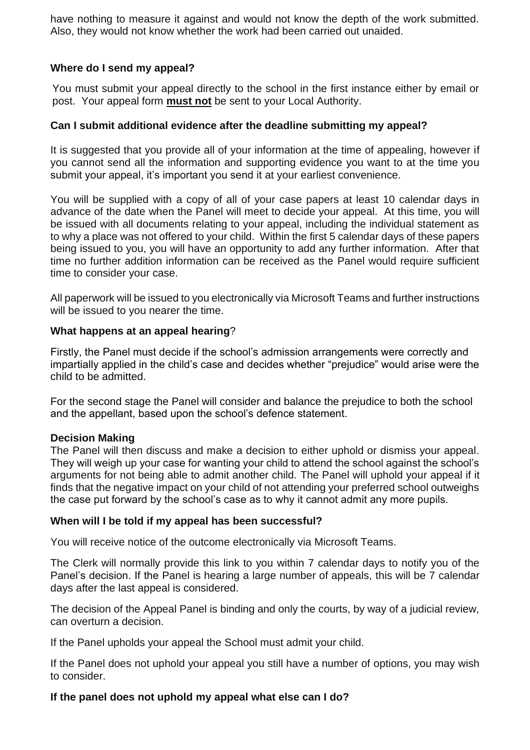have nothing to measure it against and would not know the depth of the work submitted. Also, they would not know whether the work had been carried out unaided.

### Where do I send my appeal?

You must submit your appeal directly to the school in the first instance either by email or post. Your appeal form **must not** be sent to your Local Authority.

### Can I submit additional evidence after the deadline submitting my appeal?

It is suggested that you provide all of your information at the time of appealing, however if you cannot send all the information and supporting evidence you want to at the time you submit your appeal, it's important you send it at your earliest convenience.

You will be supplied with a copy of all of your case papers at least 10 calendar days in advance of the date when the Panel will meet to decide your appeal. At this time, you will be issued with all documents relating to your appeal, including the individual statement as to why a place was not offered to your child. Within the first 5 calendar days of these papers being issued to you, you will have an opportunity to add any further information. After that time no further addition information can be received as the Panel would require sufficient time to consider your case.

All paperwork will be issued to you electronically via Microsoft Teams and further instructions will be issued to you nearer the time.

### What happens at an appeal hearing?

Firstly, the Panel must decide if the school's admission arrangements were correctly and impartially applied in the child's case and decides whether "prejudice" would arise were the child to be admitted.

For the second stage the Panel will consider and balance the prejudice to both the school and the appellant, based upon the school's defence statement.

### Decision Making

The Panel will then discuss and make a decision to either uphold or dismiss your appeal. They will weigh up your case for wanting your child to attend the school against the school's arguments for not being able to admit another child. The Panel will uphold your appeal if it finds that the negative impact on your child of not attending your preferred school outweighs the case put forward by the school's case as to why it cannot admit any more pupils.

### When will I be told if my appeal has been successful?

You will receive notice of the outcome electronically via Microsoft Teams.

The Clerk will normally provide this link to you within 7 calendar days to notify you of the Panel's decision. If the Panel is hearing a large number of appeals, this will be 7 calendar days after the last appeal is considered.

The decision of the Appeal Panel is binding and only the courts, by way of a judicial review, can overturn a decision.

If the Panel upholds your appeal the School must admit your child.

If the Panel does not uphold your appeal you still have a number of options, you may wish to consider.

### If the panel does not uphold my appeal what else can I do?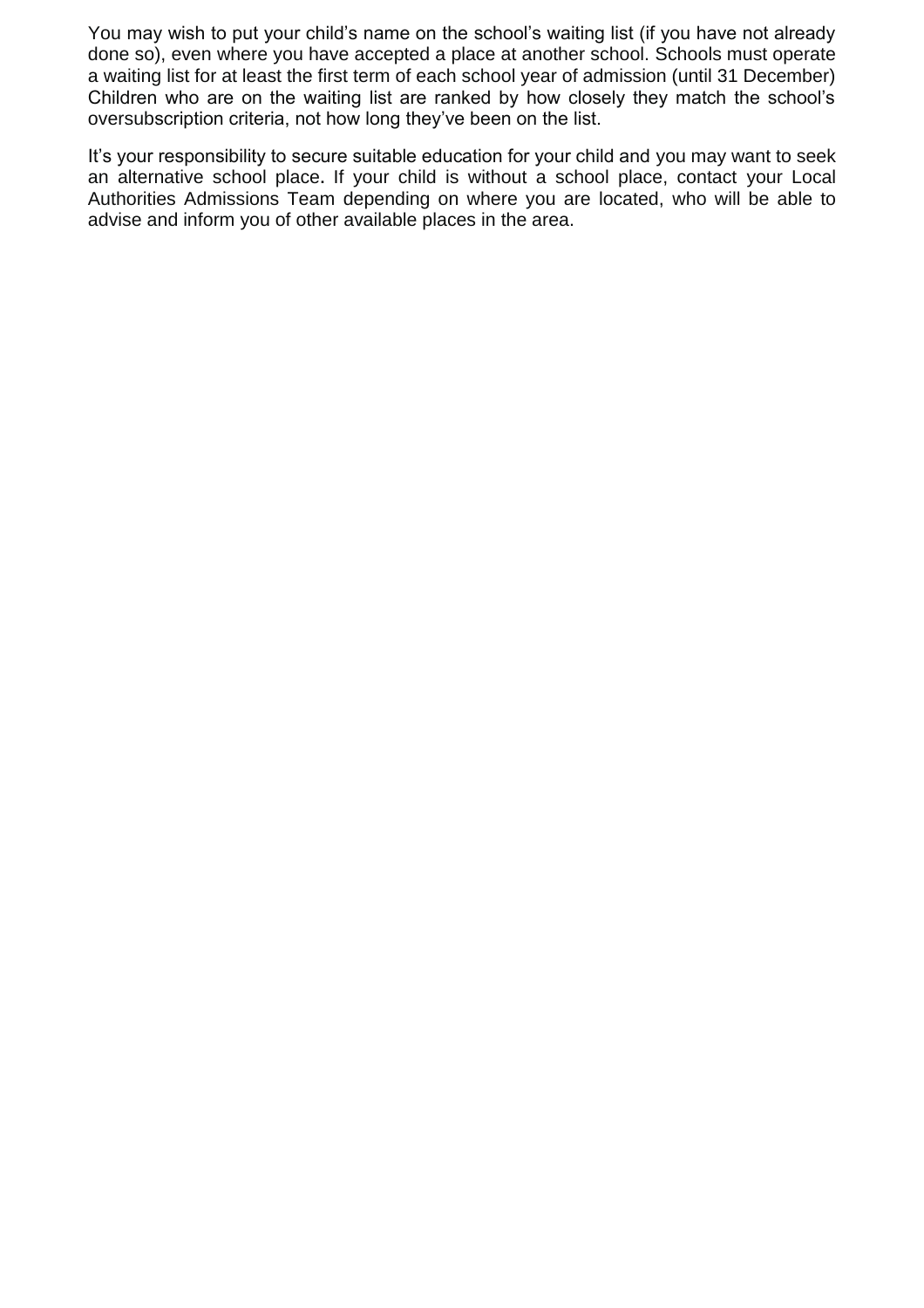You may wish to put your child's name on the school's waiting list (if you have not already done so), even where you have accepted a place at another school. Schools must operate a waiting list for at least the first term of each school year of admission (until 31 December) Children who are on the waiting list are ranked by how closely they match the school's oversubscription criteria, not how long they've been on the list.

It's your responsibility to secure suitable education for your child and you may want to seek an alternative school place. If your child is without a school place, contact your Local Authorities Admissions Team depending on where you are located, who will be able to advise and inform you of other available places in the area.